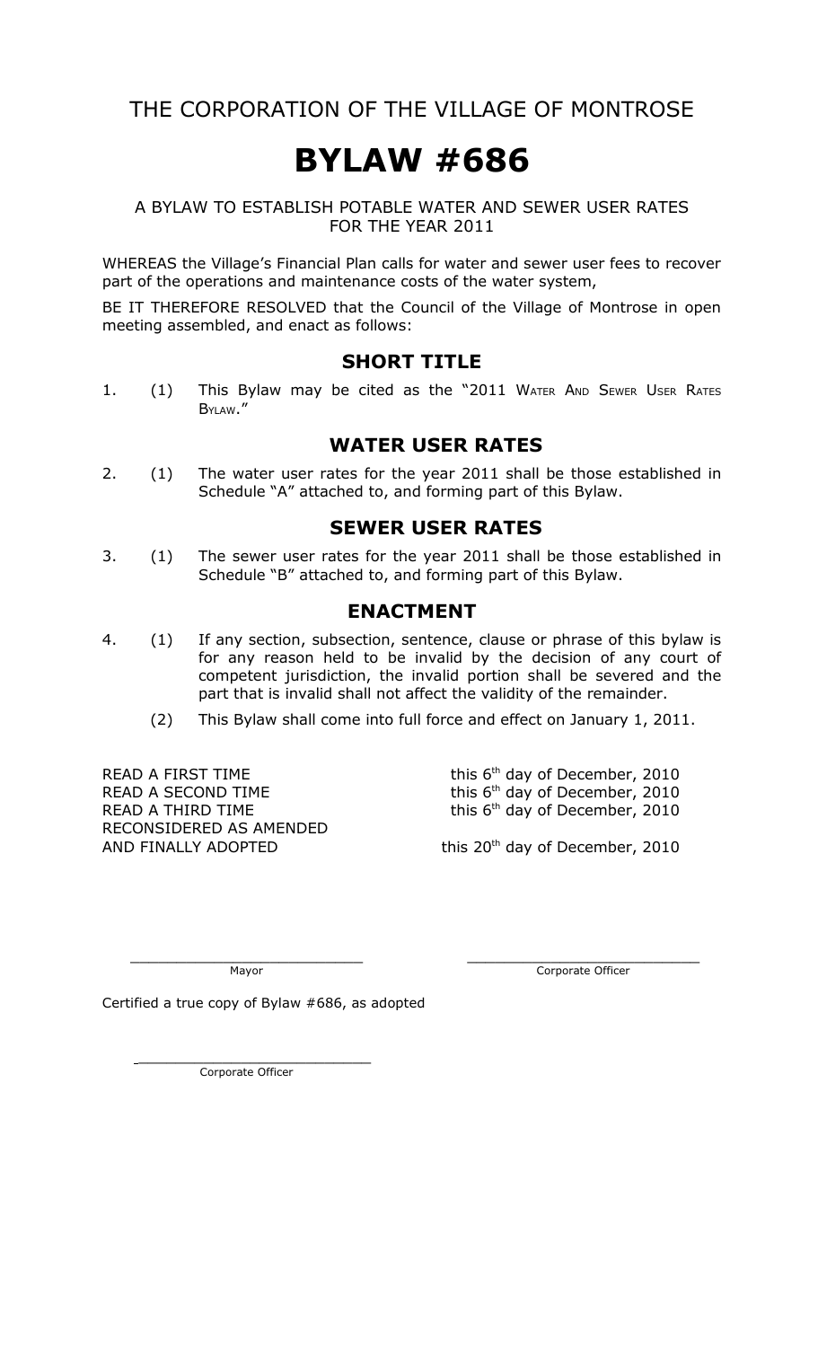THE CORPORATION OF THE VILLAGE OF MONTROSE

# BYLAW #686

A BYLAW TO ESTABLISH POTABLE WATER AND SEWER USER RATES FOR THE YEAR 2011

WHEREAS the Village's Financial Plan calls for water and sewer user fees to recover part of the operations and maintenance costs of the water system,

BE IT THEREFORE RESOLVED that the Council of the Village of Montrose in open meeting assembled, and enact as follows:

## SHORT TITLE

1. (1) This Bylaw may be cited as the "2011 Water And Sewer User Rates Bylaw."

## WATER USER RATES

2. (1) The water user rates for the year 2011 shall be those established in Schedule "A" attached to, and forming part of this Bylaw.

## SEWER USER RATES

3. (1) The sewer user rates for the year 2011 shall be those established in Schedule "B" attached to, and forming part of this Bylaw.

## ENACTMENT

4. (1) If any section, subsection, sentence, clause or phrase of this bylaw is for any reason held to be invalid by the decision of any court of competent jurisdiction, the invalid portion shall be severed and the part that is invalid shall not affect the validity of the remainder.

   (2) This Bylaw shall come into full force and effect on January 1, 2011.

| | |
|---|---|
| READ A FIRST TIME | this 6th day of December, 2010 |
| READ A SECOND TIME | this 6th day of December, 2010 |
| READ A THIRD TIME | this 6th day of December, 2010 |
| RECONSIDERED AS AMENDED AND FINALLY ADOPTED | this 20th day of December, 2010 |

\_\_\_\_\_\_\_\_\_\_\_\_\_\_\_\_\_\_\_\_\_\_\_\_\_\_\_\_ Mayor

\_\_\_\_\_\_\_\_\_\_\_\_\_\_\_\_\_\_\_\_\_\_\_\_\_\_\_\_ Corporate Officer

Certified a true copy of Bylaw #686, as adopted

\_\_\_\_\_\_\_\_\_\_\_\_\_\_\_\_\_\_\_\_\_\_\_\_\_\_\_\_ Corporate Officer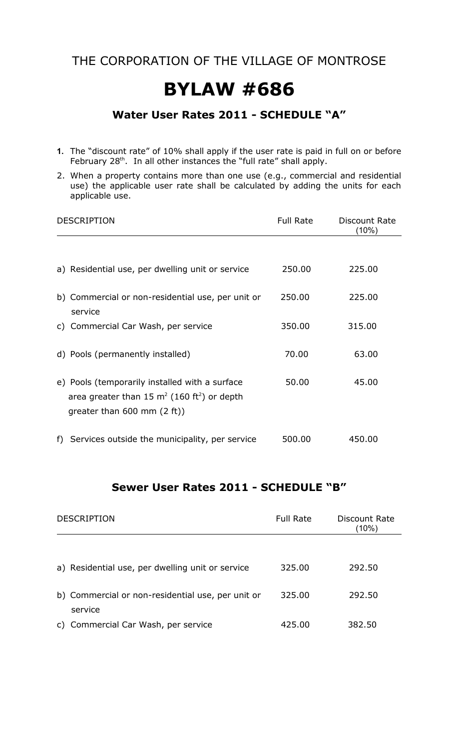THE CORPORATION OF THE VILLAGE OF MONTROSE

# BYLAW #686

## Water User Rates 2011 - SCHEDULE "A"

1. The "discount rate" of 10% shall apply if the user rate is paid in full on or before February 28th. In all other instances the "full rate" shall apply.
2. When a property contains more than one use (e.g., commercial and residential use) the applicable user rate shall be calculated by adding the units for each applicable use.

| DESCRIPTION | Full Rate | Discount Rate (10%) |
| --- | --- | --- |
| a) Residential use, per dwelling unit or service | 250.00 | 225.00 |
| b) Commercial or non-residential use, per unit or service | 250.00 | 225.00 |
| c) Commercial Car Wash, per service | 350.00 | 315.00 |
| d) Pools (permanently installed) | 70.00 | 63.00 |
| e) Pools (temporarily installed with a surface area greater than 15 $m^2$ (160 $ft^2$) or depth greater than 600 mm (2 ft)) | 50.00 | 45.00 |
| f) Services outside the municipality, per service | 500.00 | 450.00 |

## Sewer User Rates 2011 - SCHEDULE "B"

| DESCRIPTION | Full Rate | Discount Rate (10%) |
| --- | --- | --- |
| a) Residential use, per dwelling unit or service | 325.00 | 292.50 |
| b) Commercial or non-residential use, per unit or service | 325.00 | 292.50 |
| c) Commercial Car Wash, per service | 425.00 | 382.50 |